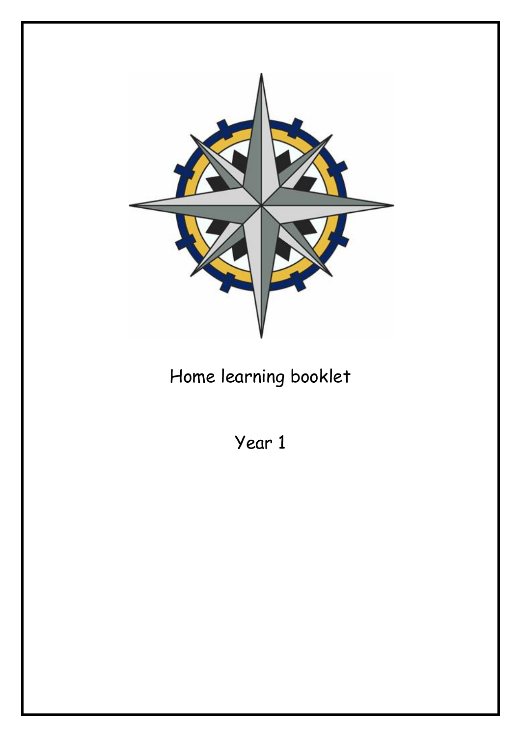# Home learning booklet

## Year 1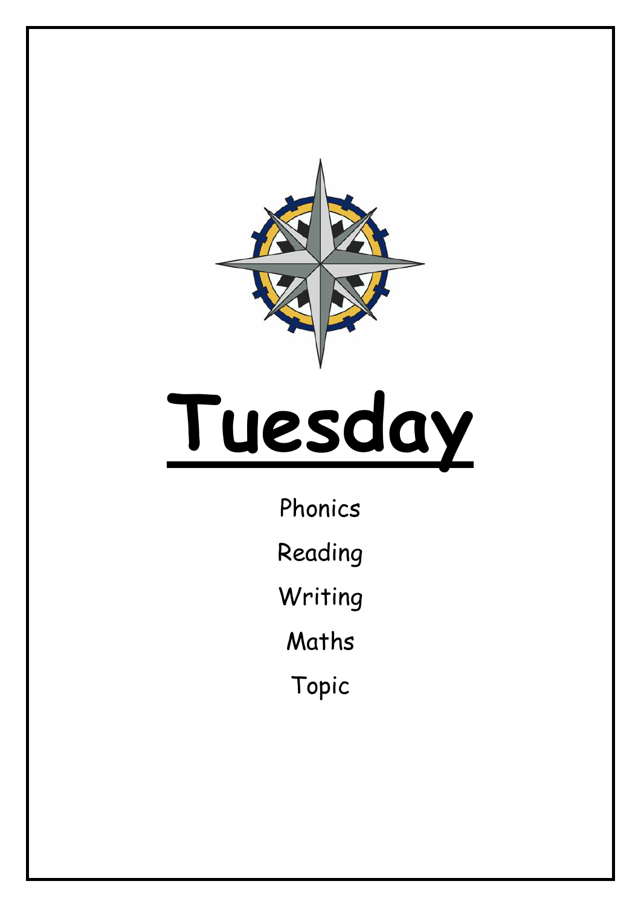# Tuesday

Phonics

Reading

Writing

Maths

Topic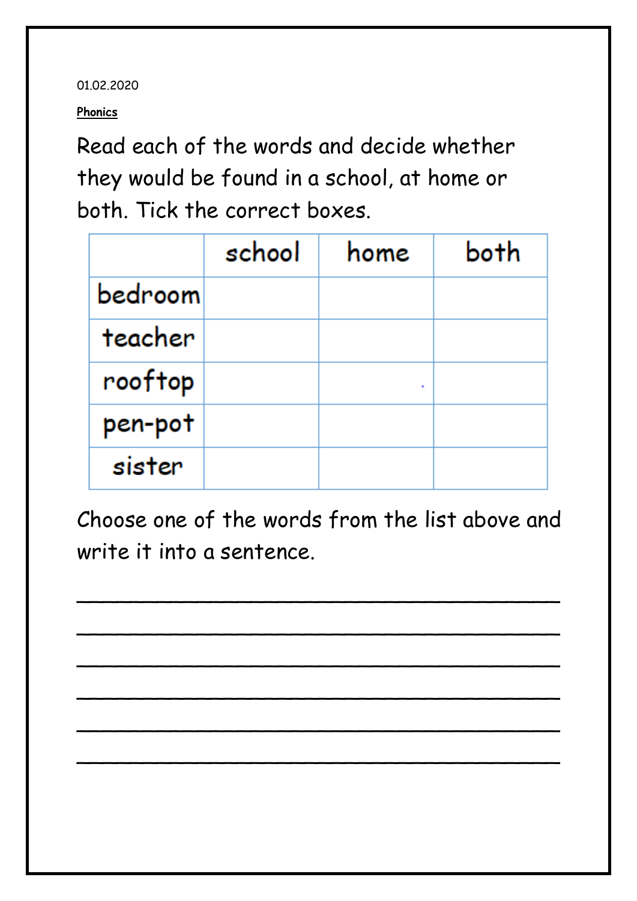01.02.2020

**Phonics**

Read each of the words and decide whether they would be found in a school, at home or both. Tick the correct boxes.

| | school | home | both |
|---|---|---|---|
| bedroom | | | |
| teacher | | | |
| rooftop | | | |
| pen-pot | | | |
| sister | | | |

Choose one of the words from the list above and write it into a sentence.

___________________________________________

___________________________________________

___________________________________________

___________________________________________

___________________________________________

___________________________________________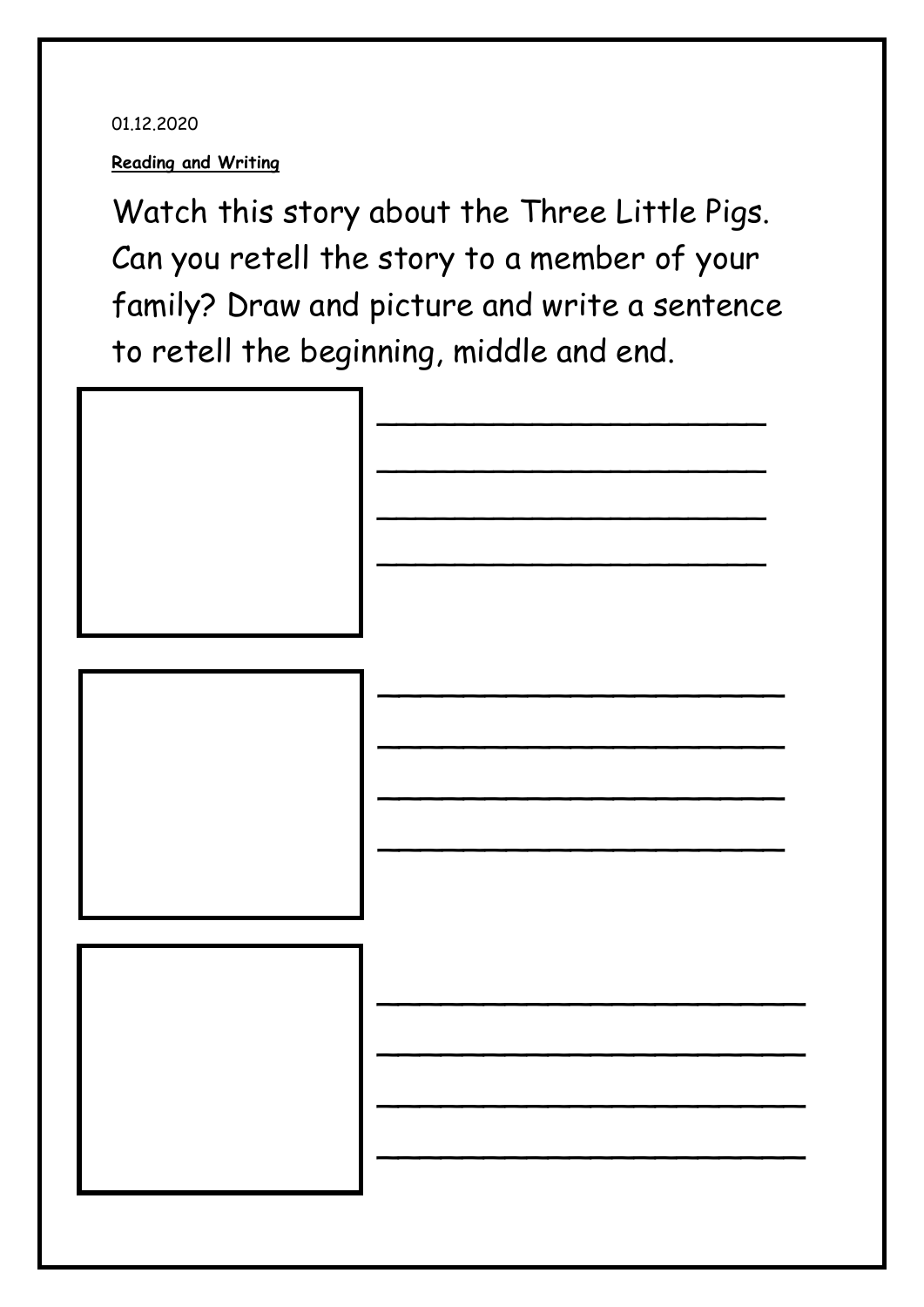01.12.2020

**Reading and Writing**

Watch this story about the Three Little Pigs. Can you retell the story to a member of your family? Draw and picture and write a sentence to retell the beginning, middle and end.

______________________

______________________

______________________

______________________

______________________

______________________

______________________

______________________

______________________

______________________

______________________

______________________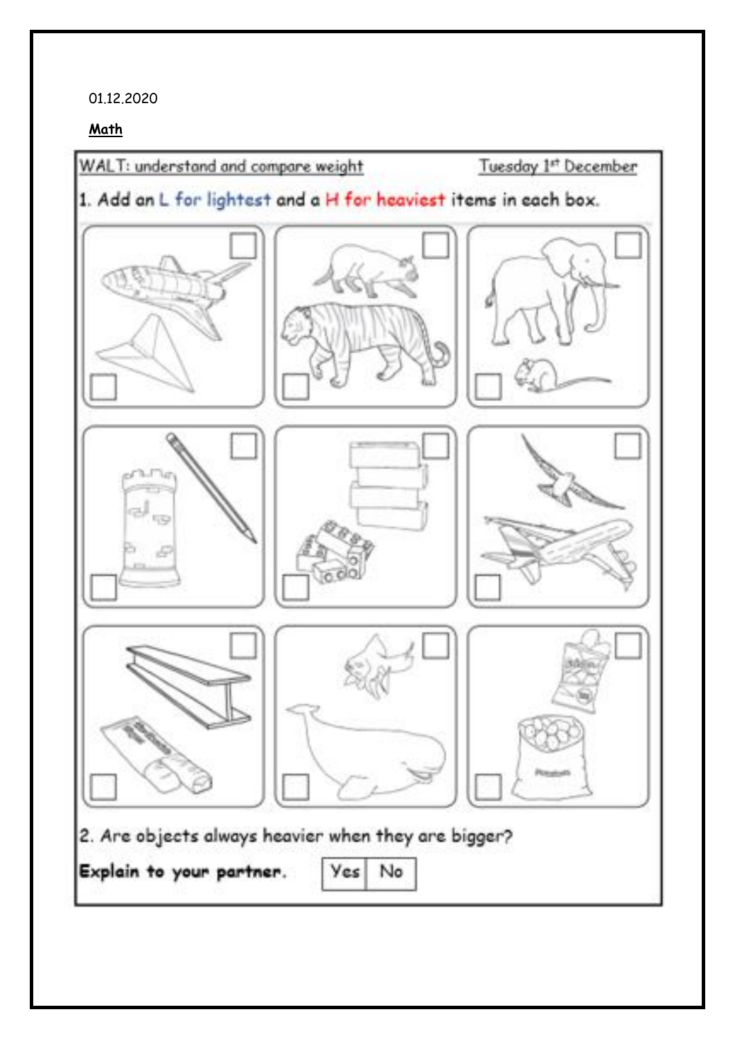01.12.2020

**Math**

WALT: understand and compare weight Tuesday 1st December

1. Add an L for lightest and a H for heaviest items in each box.

2. *Are objects always heavier when they are bigger?*

**Explain to your partner.**

| Yes | No |
|---|---|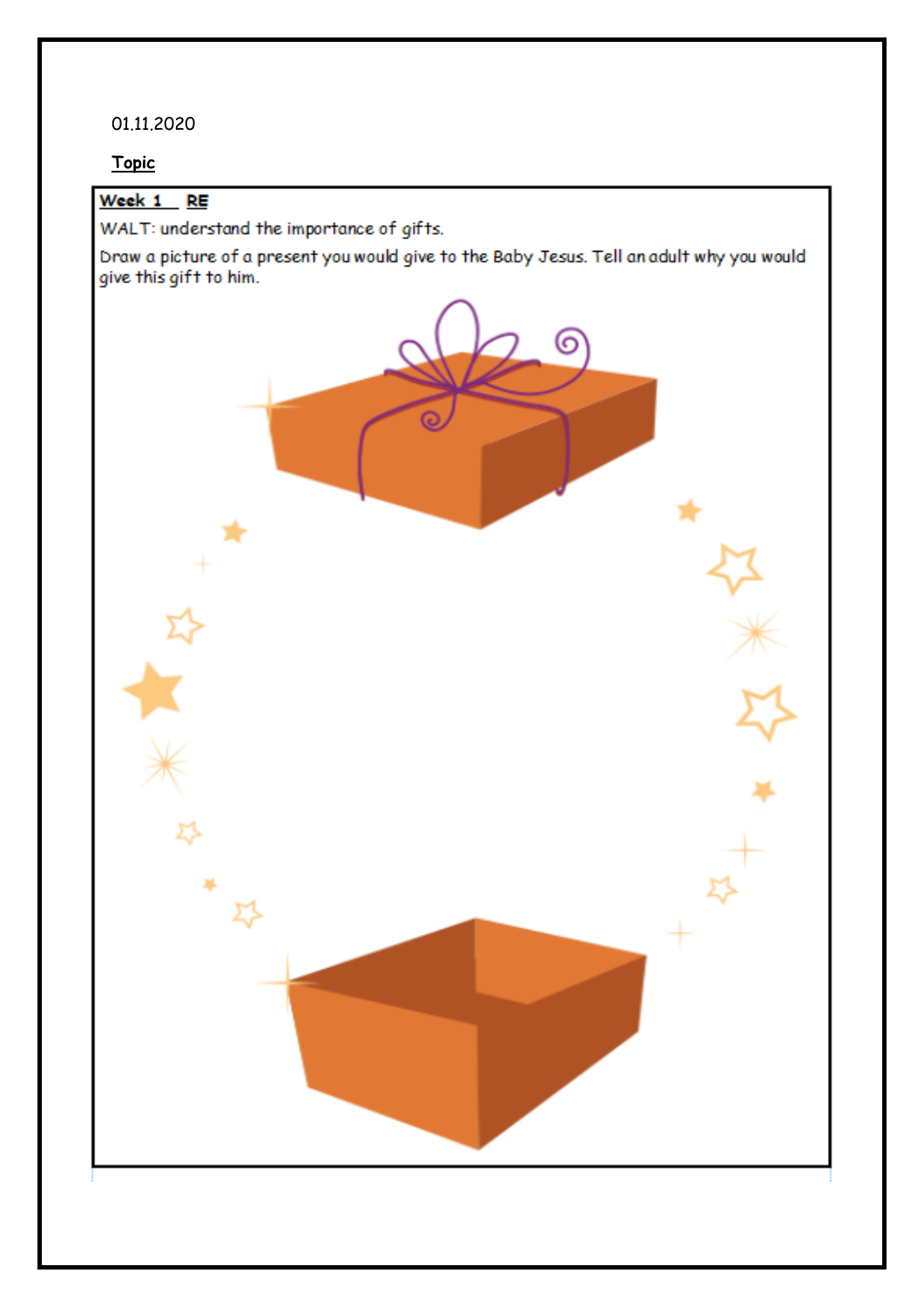01.11.2020

**Topic**

**Week 1** **RE**

WALT: understand the importance of gifts.

Draw a picture of a present you would give to the Baby Jesus. Tell an adult why you would give this gift to him.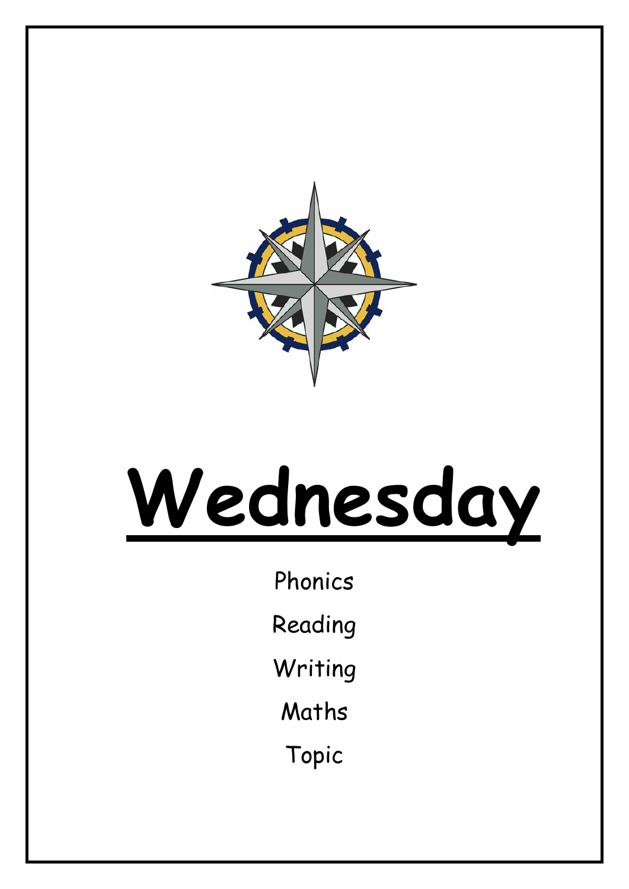# Wednesday

Phonics

Reading

Writing

Maths

Topic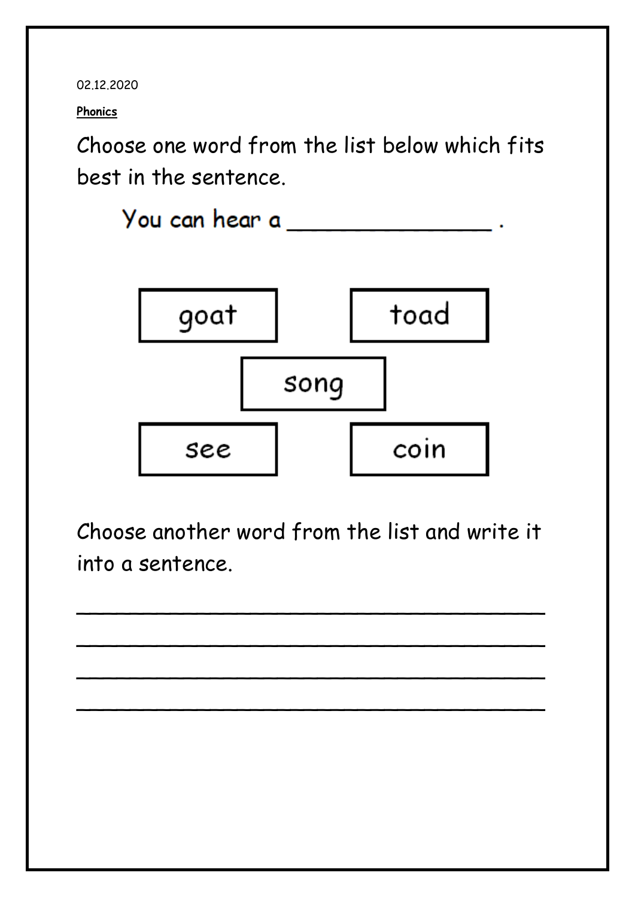02.12.2020

**Phonics**

Choose one word from the list below which fits best in the sentence.

You can hear a _______________ .

| goat | toad |
|---|---|
| song | |
| see | coin |

Choose another word from the list and write it into a sentence.

_____________________________________

_____________________________________

_____________________________________

_____________________________________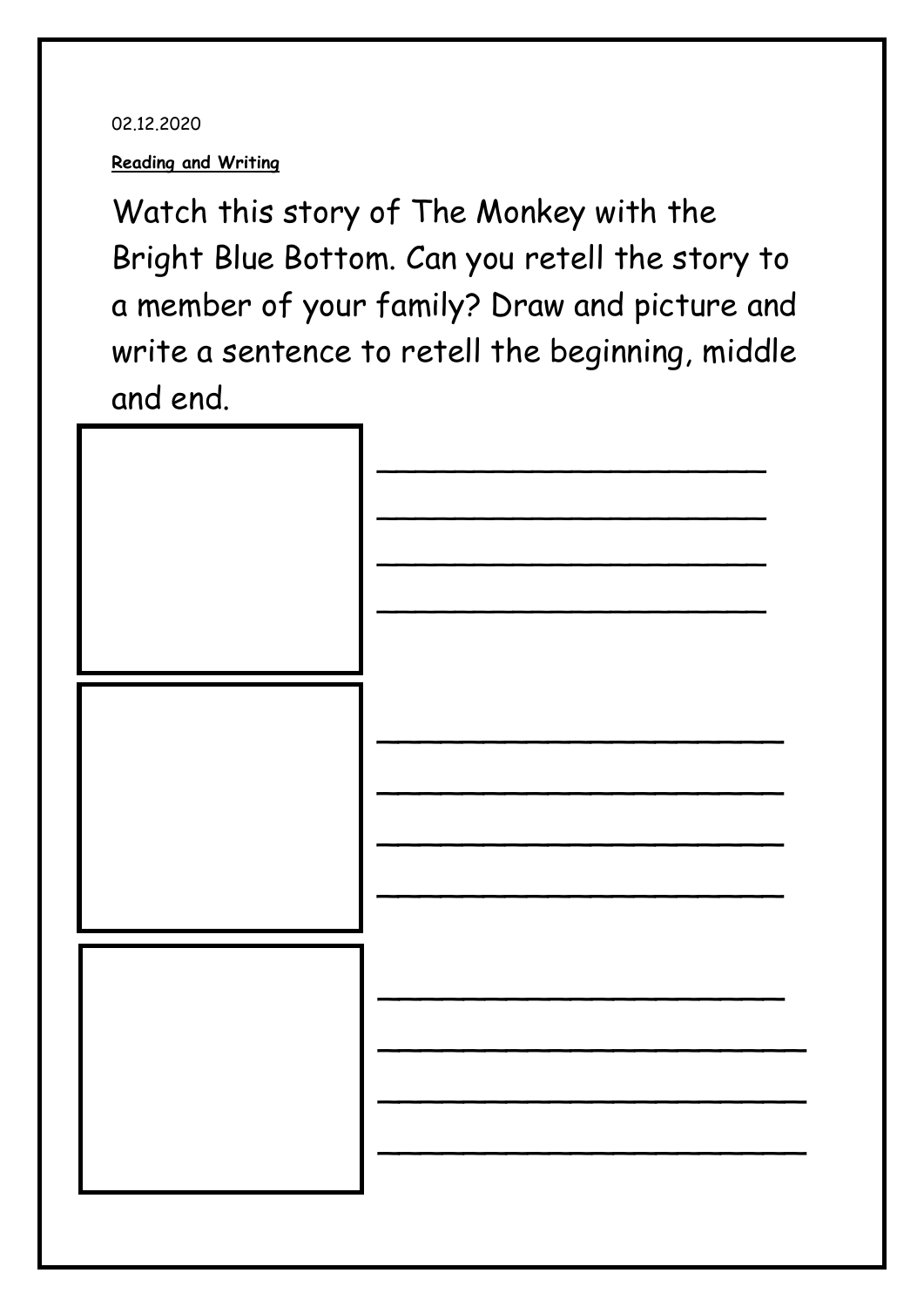02.12.2020

**Reading and Writing**

Watch this story of The Monkey with the Bright Blue Bottom. Can you retell the story to a member of your family? Draw and picture and write a sentence to retell the beginning, middle and end.

____________________

____________________

____________________

____________________

____________________

____________________

____________________

____________________

____________________

____________________

____________________

____________________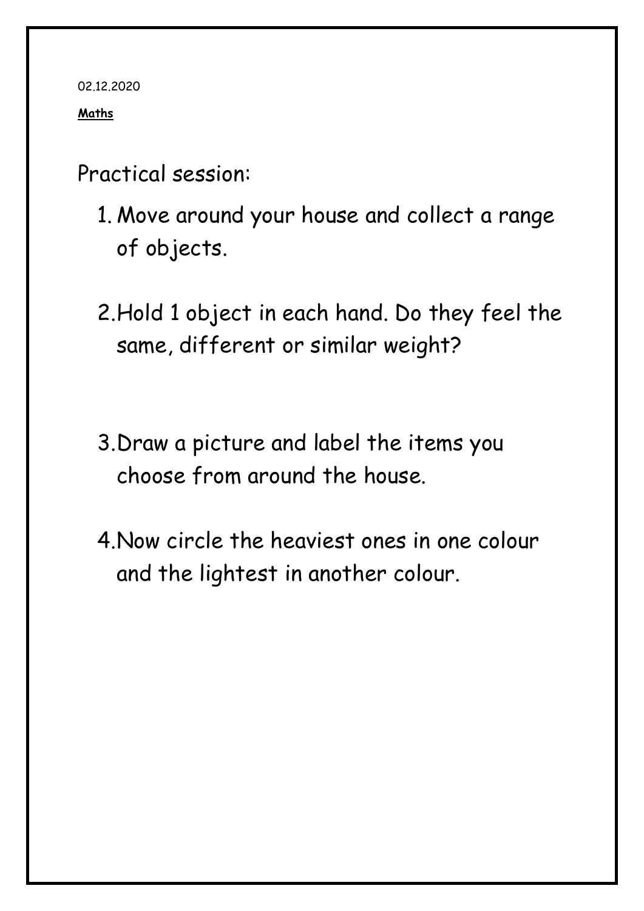02.12.2020

**Maths**

Practical session:

1. Move around your house and collect a range of objects.
2. Hold 1 object in each hand. Do they feel the same, different or similar weight?
3. Draw a picture and label the items you choose from around the house.
4. Now circle the heaviest ones in one colour and the lightest in another colour.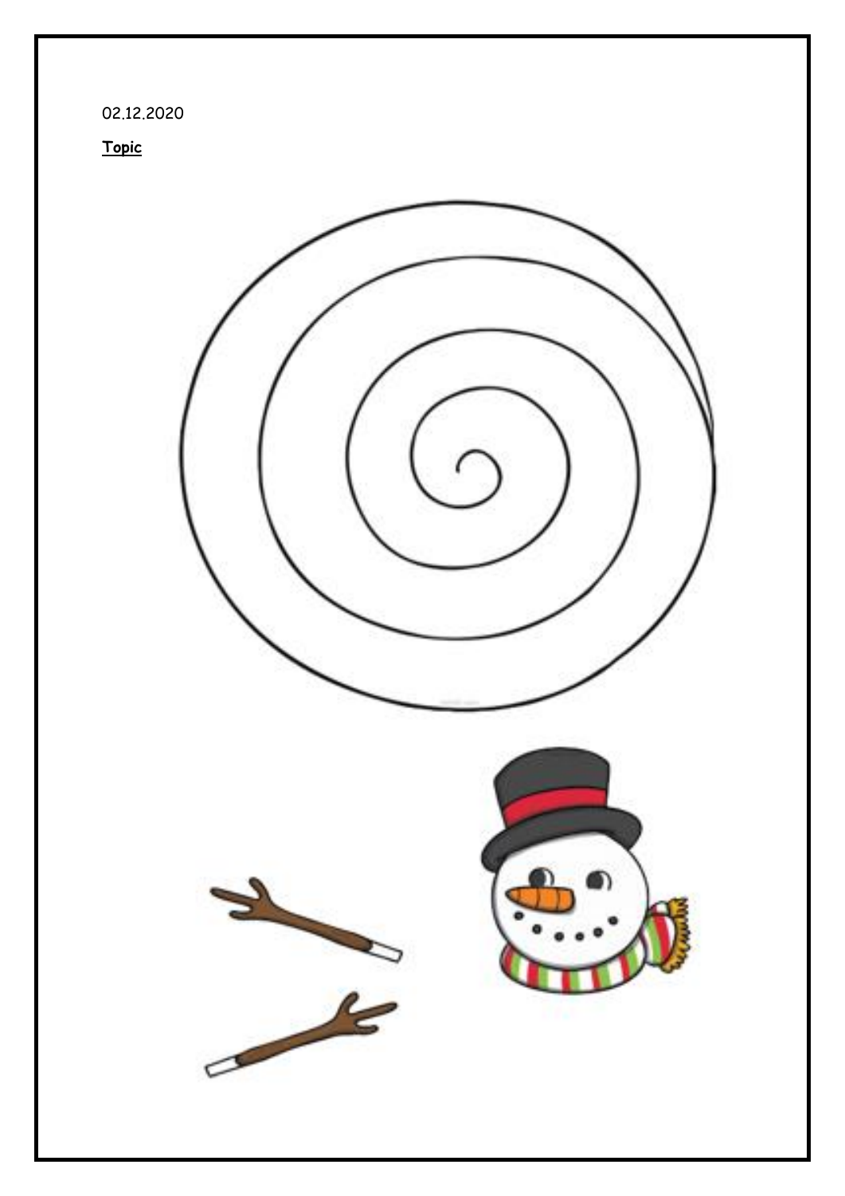02.12.2020

**Topic**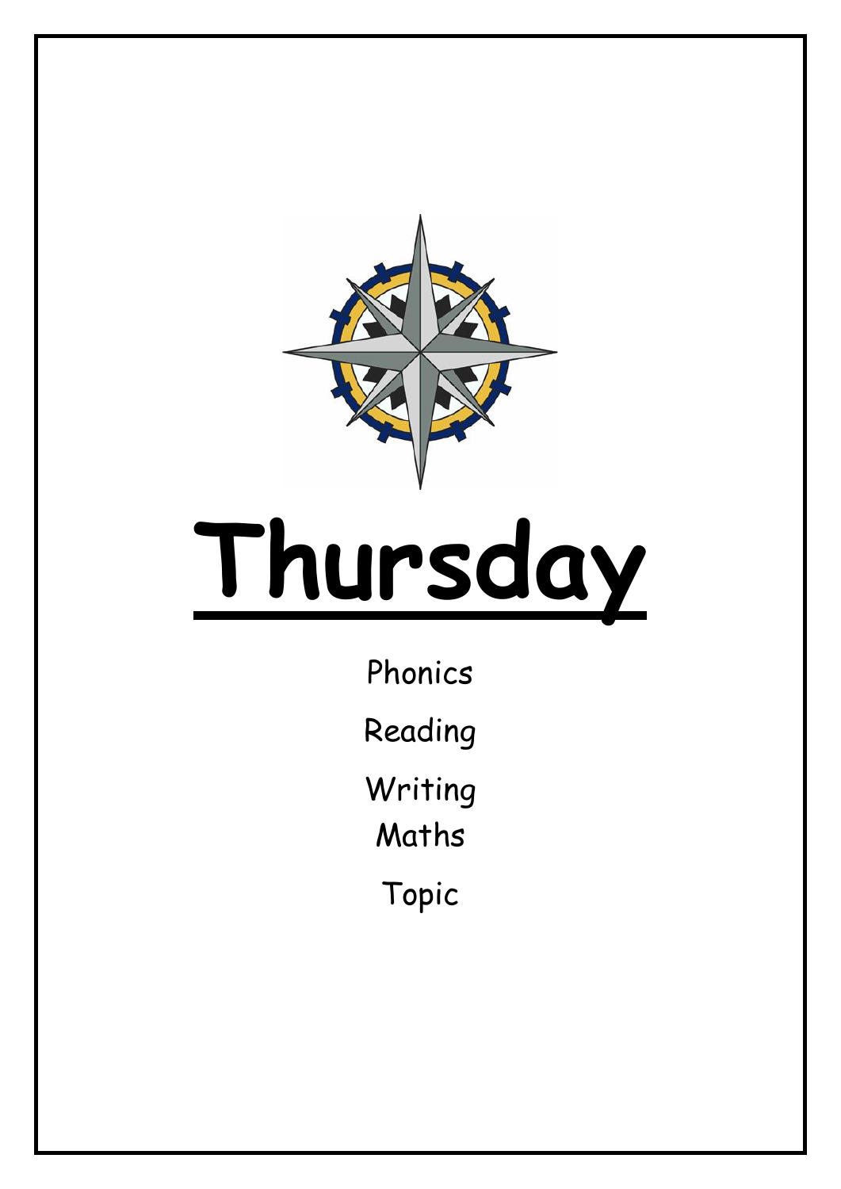# Thursday

Phonics

Reading

Writing

Maths

Topic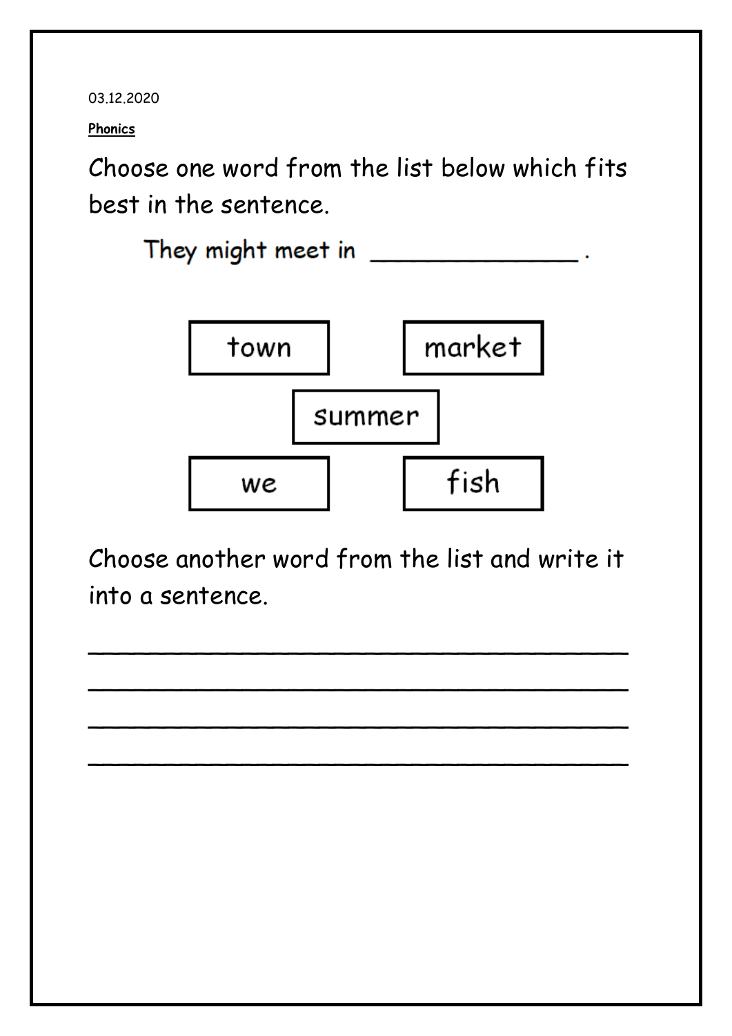03.12.2020

**Phonics**

Choose one word from the list below which fits best in the sentence.

They might meet in _______________ .

| town | market |
|---|---|
| summer | |
| we | fish |

Choose another word from the list and write it into a sentence.

________________________________________

________________________________________

________________________________________

________________________________________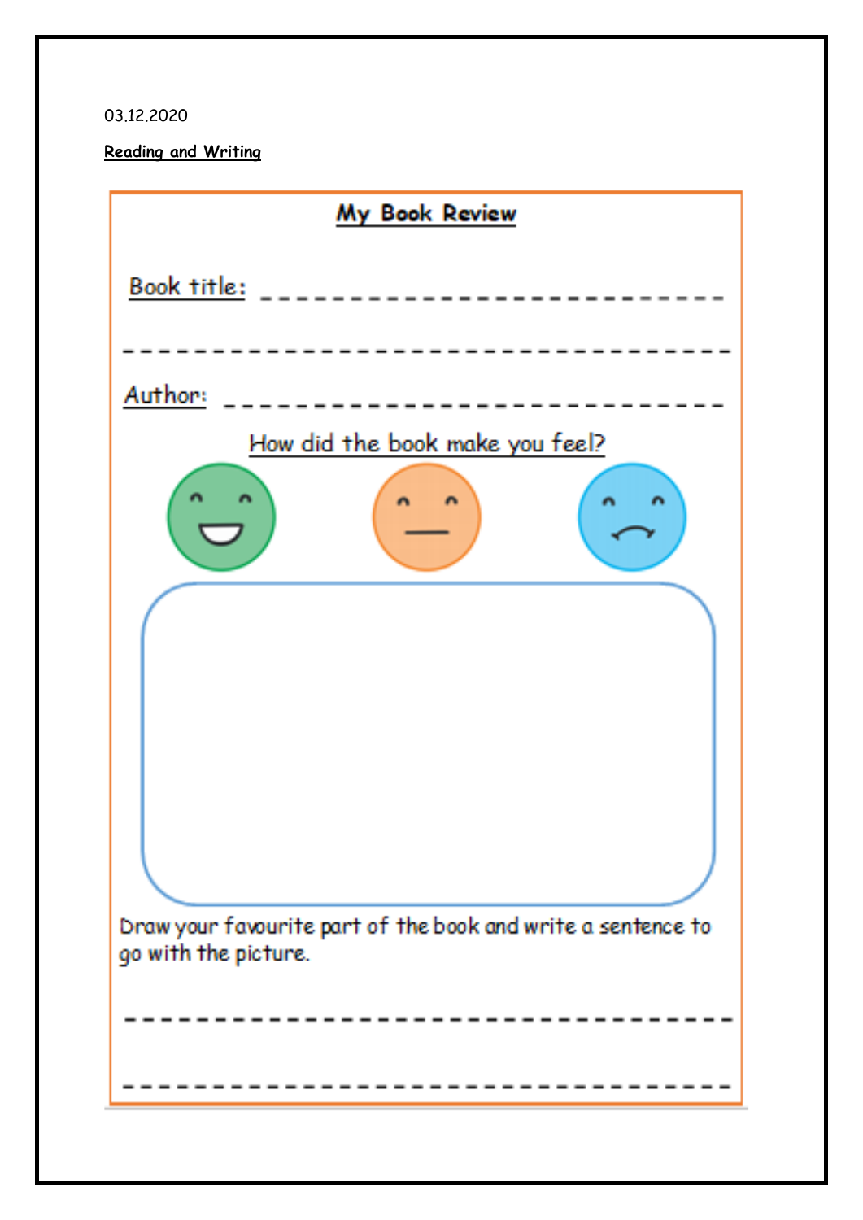03.12.2020

**Reading and Writing**

## My Book Review

Book title: ______________________________

______________________________

Author: ______________________________

How did the book make you feel?

Draw your favourite part of the book and write a sentence to go with the picture.

______________________________

______________________________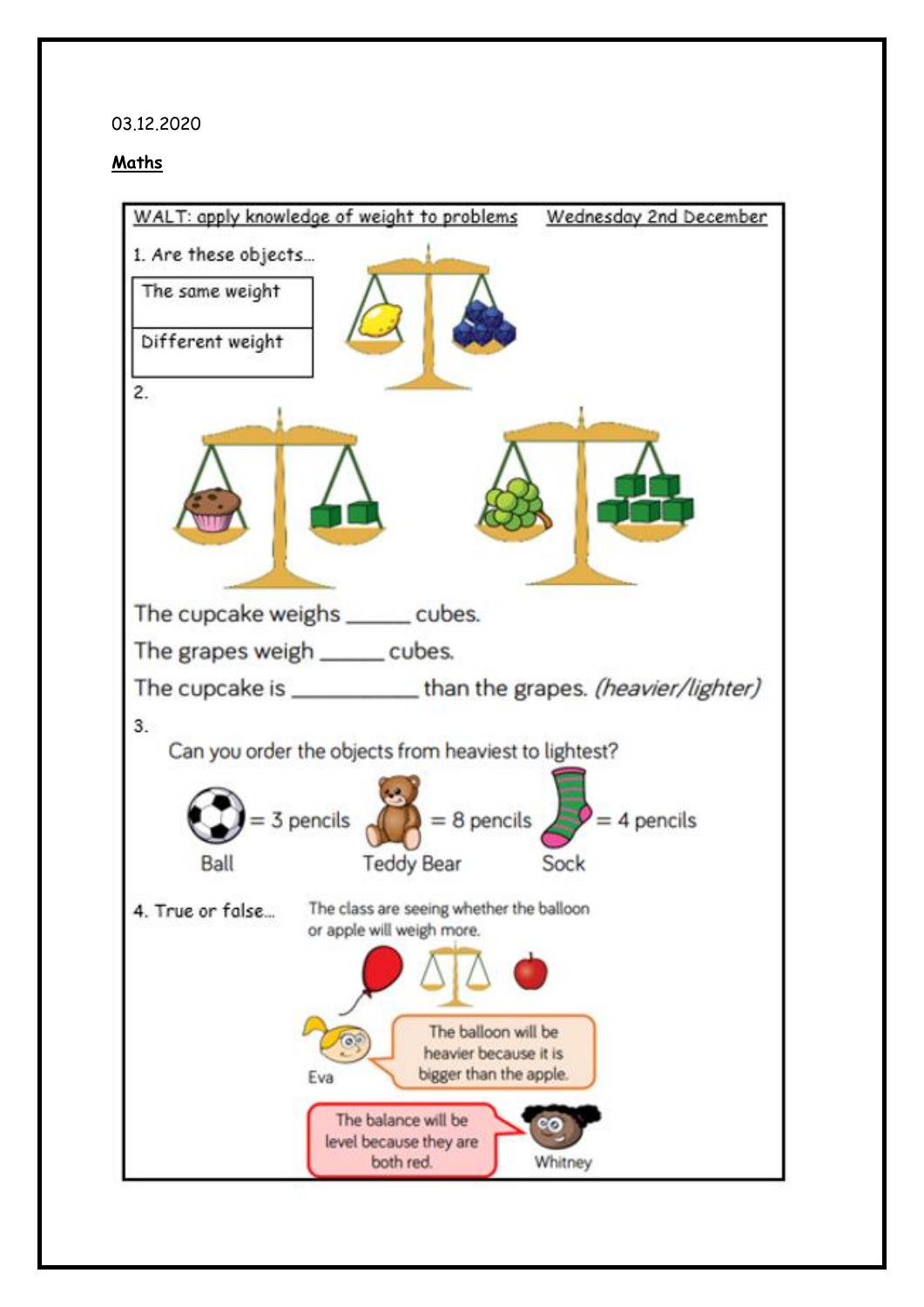03.12.2020

**Maths**

WALT: apply knowledge of weight to problems    Wednesday 2nd December

1. Are these objects...

| The same weight |
|---|
| Different weight |

2.

The cupcake weighs _____ cubes.

The grapes weigh _____ cubes.

The cupcake is __________ than the grapes. *(heavier/lighter)*

3.

Can you order the objects from heaviest to lightest?

Ball = 3 pencils    Teddy Bear = 8 pencils    Sock = 4 pencils

4. True or false...

The class are seeing whether the balloon or apple will weigh more.

Eva: The balloon will be heavier because it is bigger than the apple.

Whitney: The balance will be level because they are both red.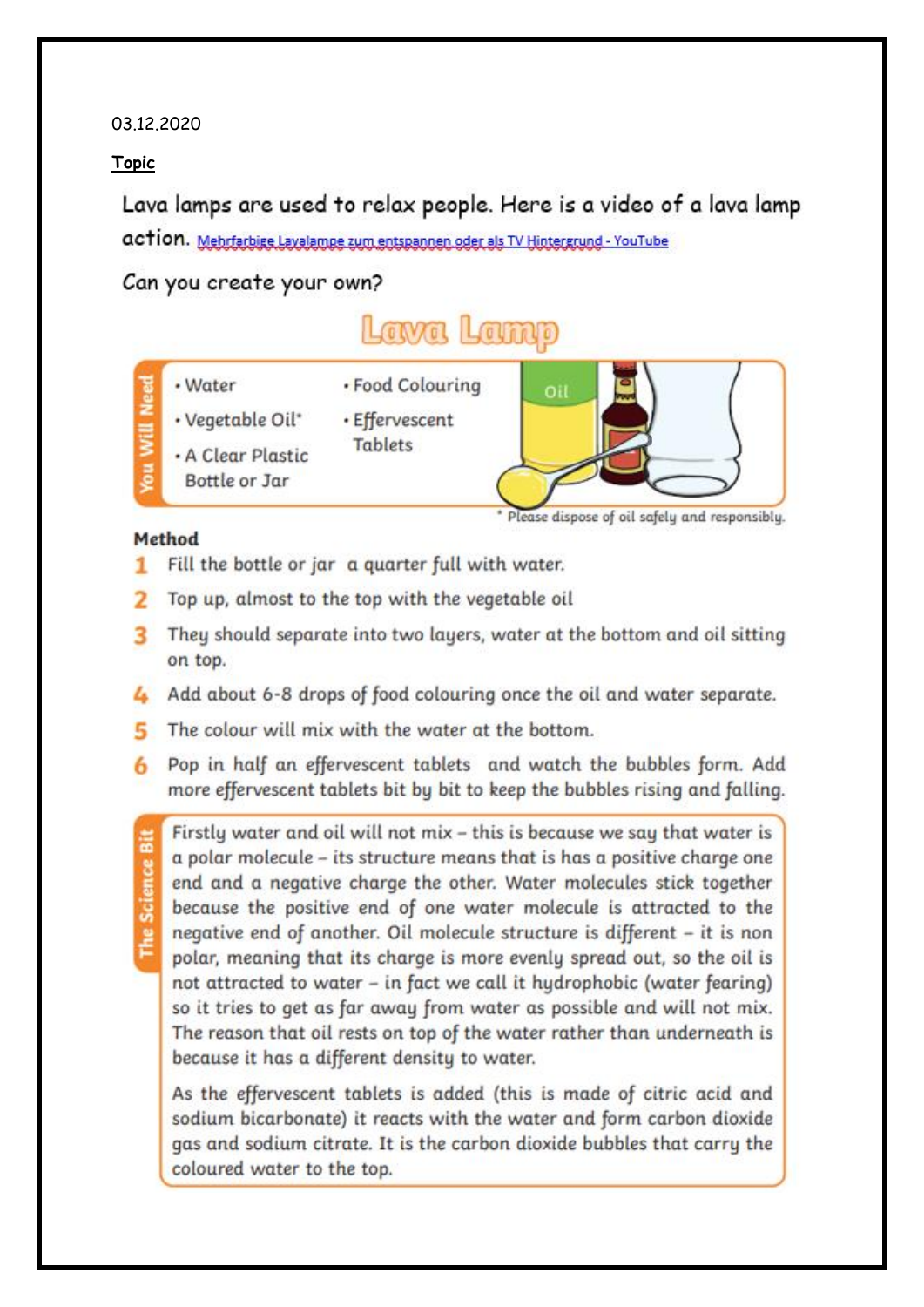03.12.2020

**Topic**

Lava lamps are used to relax people. Here is a video of a lava lamp action. Mehrfarbige Lavalampe zum entspannen oder als TV Hintergrund - YouTube

Can you create your own?

# Lava Lamp

**You Will Need**

- Water
- Vegetable Oil*
- A Clear Plastic Bottle or Jar
- Food Colouring
- Effervescent Tablets

Oil

\* Please dispose of oil safely and responsibly.

**Method**

1. Fill the bottle or jar a quarter full with water.
2. Top up, almost to the top with the vegetable oil
3. They should separate into two layers, water at the bottom and oil sitting on top.
4. Add about 6-8 drops of food colouring once the oil and water separate.
5. The colour will mix with the water at the bottom.
6. Pop in half an effervescent tablets and watch the bubbles form. Add more effervescent tablets bit by bit to keep the bubbles rising and falling.

**The Science Bit**

Firstly water and oil will not mix – this is because we say that water is a polar molecule – its structure means that is has a positive charge one end and a negative charge the other. Water molecules stick together because the positive end of one water molecule is attracted to the negative end of another. Oil molecule structure is different – it is non polar, meaning that its charge is more evenly spread out, so the oil is not attracted to water – in fact we call it hydrophobic (water fearing) so it tries to get as far away from water as possible and will not mix. The reason that oil rests on top of the water rather than underneath is because it has a different density to water.

As the effervescent tablets is added (this is made of citric acid and sodium bicarbonate) it reacts with the water and form carbon dioxide gas and sodium citrate. It is the carbon dioxide bubbles that carry the coloured water to the top.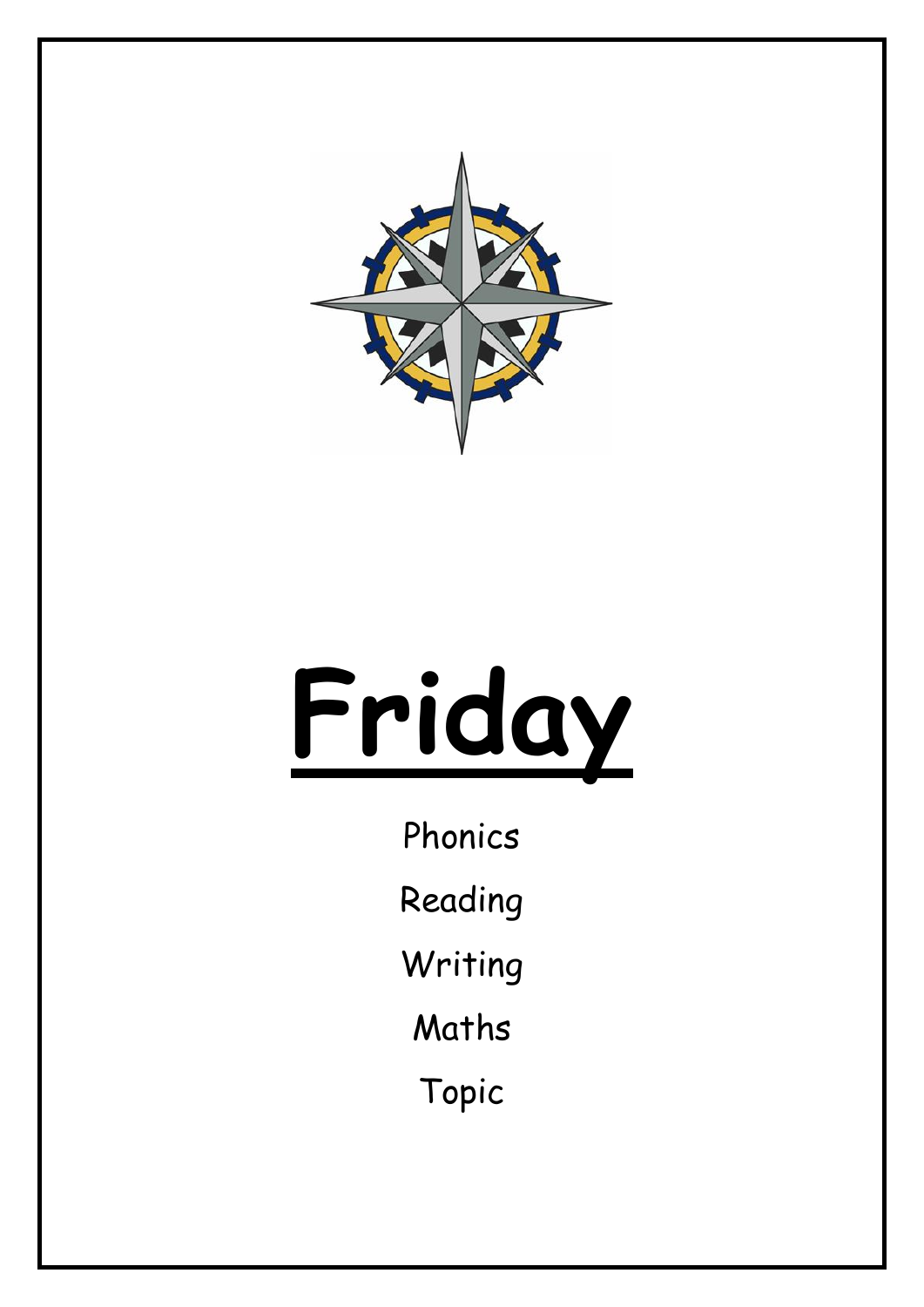# Friday

Phonics

Reading

Writing

Maths

Topic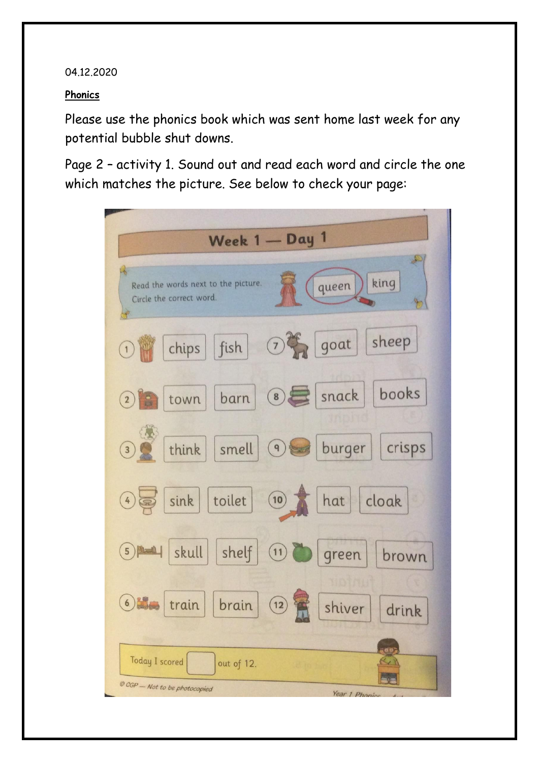04.12.2020

**Phonics**

Please use the phonics book which was sent home last week for any potential bubble shut downs.

Page 2 – activity 1. Sound out and read each word and circle the one which matches the picture. See below to check your page:

## Week 1 — Day 1

Read the words next to the picture. Circle the correct word.

queen | king

| | | | | | |
|---|---|---|---|---|---|
| 1 | chips | fish | 7 | goat | sheep |
| 2 | town | barn | 8 | snack | books |
| 3 | think | smell | 9 | burger | crisps |
| 4 | sink | toilet | 10 | hat | cloak |
| 5 | skull | shelf | 11 | green | brown |
| 6 | train | brain | 12 | shiver | drink |

Today I scored ☐ out of 12.

© CGP — Not to be photocopied

Year 1 Phonics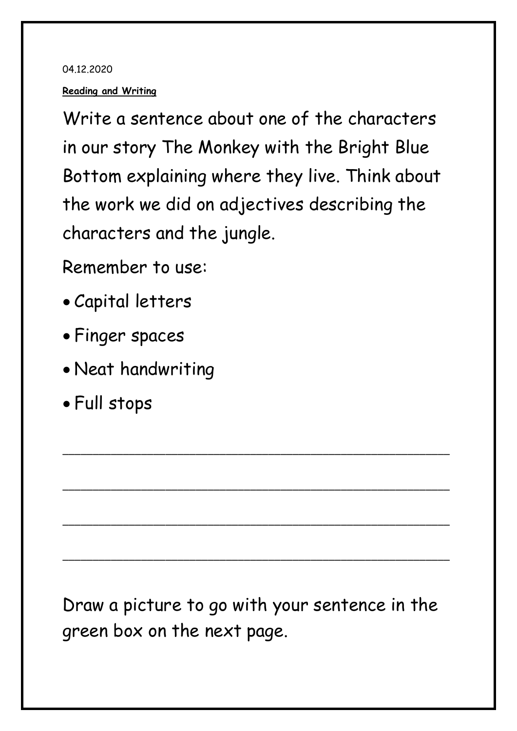04.12.2020

**Reading and Writing**

Write a sentence about one of the characters in our story The Monkey with the Bright Blue Bottom explaining where they live. Think about the work we did on adjectives describing the characters and the jungle.

Remember to use:

- Capital letters
- Finger spaces
- Neat handwriting
- Full stops

________________________________________

________________________________________

________________________________________

________________________________________

Draw a picture to go with your sentence in the green box on the next page.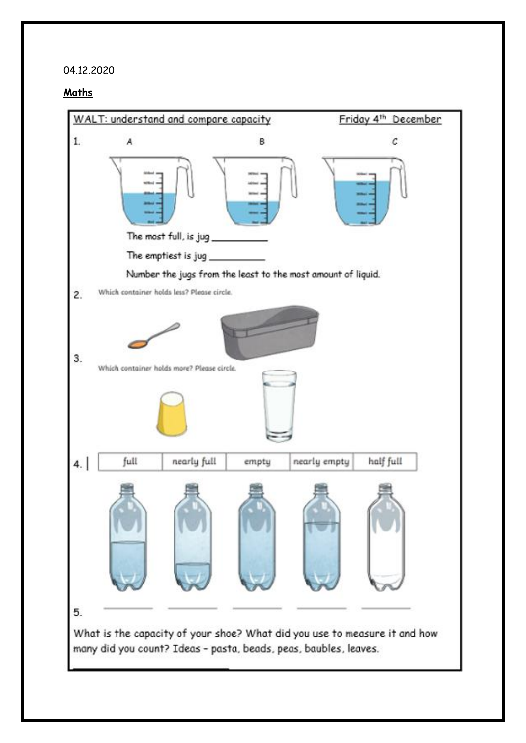04.12.2020

**Maths**

WALT: understand and compare capacity — Friday 4th December

1.

A B C

The most full, is jug __________

The emptiest is jug __________

Number the jugs from the least to the most amount of liquid.

2. Which container holds less? Please circle.

3. Which container holds more? Please circle.

4.

| full | nearly full | empty | nearly empty | half full |
|---|---|---|---|---|

_______ _______ _______ _______ _______

5.

What is the capacity of your shoe? What did you use to measure it and how many did you count? Ideas – pasta, beads, peas, baubles, leaves.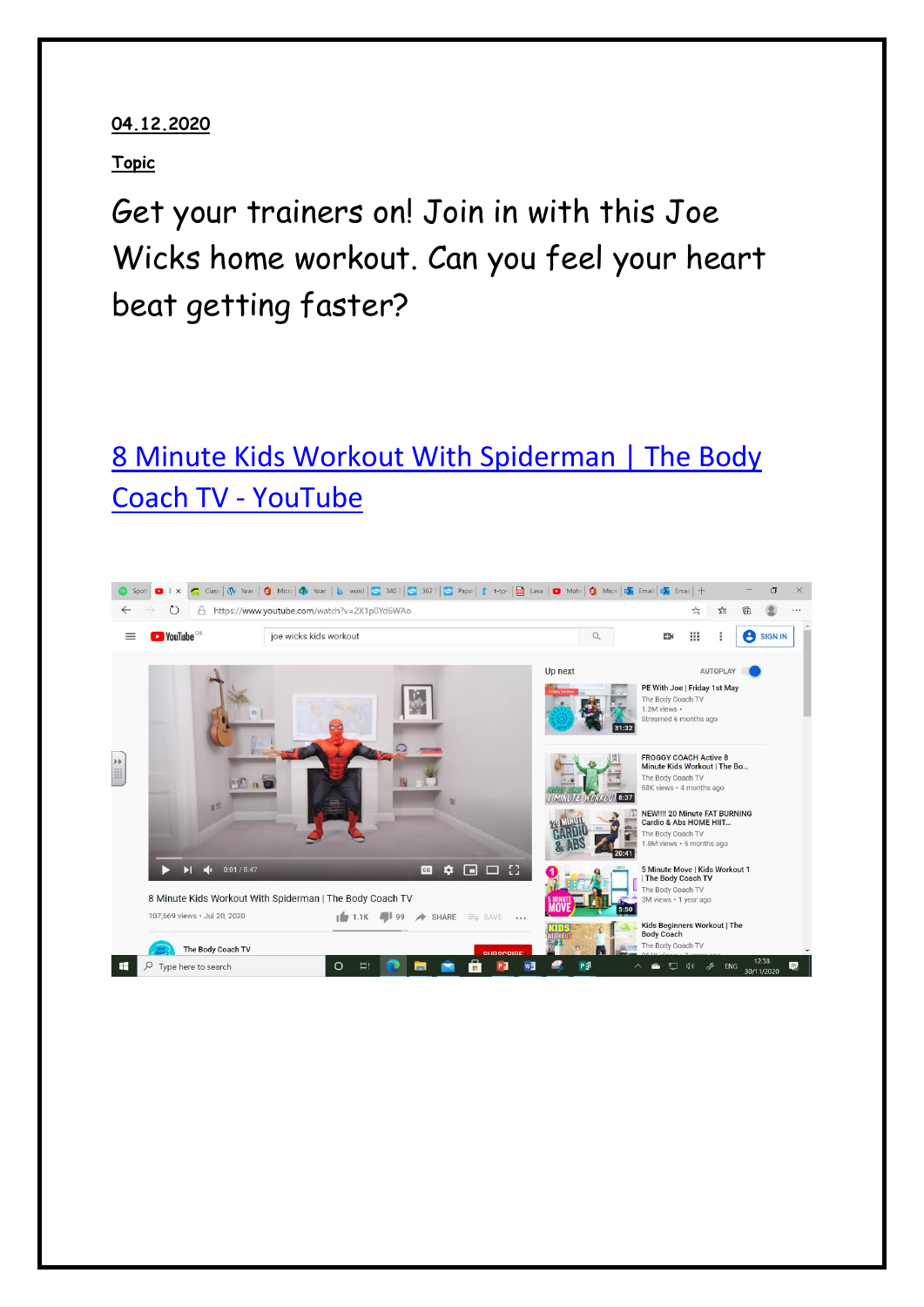**04.12.2020**

**Topic**

Get your trainers on! Join in with this Joe Wicks home workout. Can you feel your heart beat getting faster?

[8 Minute Kids Workout With Spiderman | The Body Coach TV - YouTube]